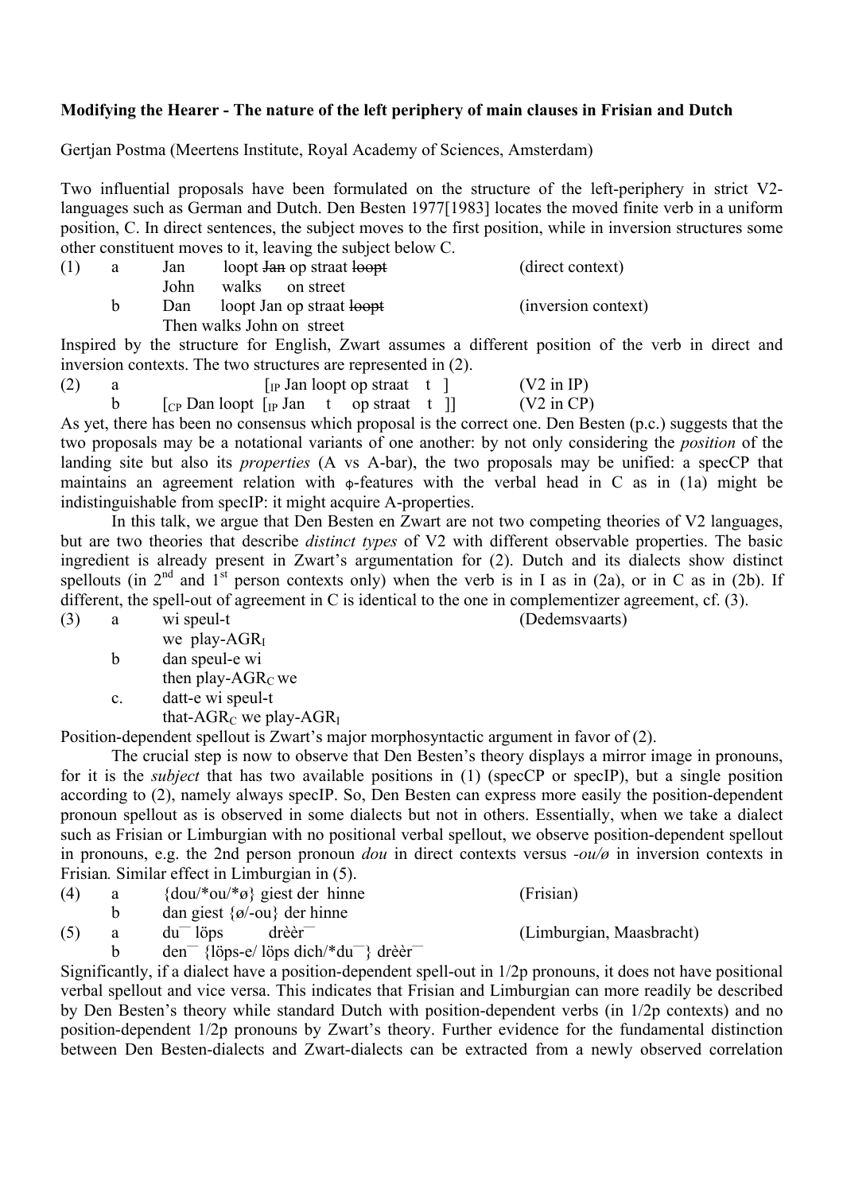**Modifying the Hearer - The nature of the left periphery of main clauses in Frisian and Dutch**

Gertjan Postma (Meertens Institute, Royal Academy of Sciences, Amsterdam)

Two influential proposals have been formulated on the structure of the left-periphery in strict V2-languages such as German and Dutch. Den Besten 1977[1983] locates the moved finite verb in a uniform position, C. In direct sentences, the subject moves to the first position, while in inversion structures some other constituent moves to it, leaving the subject below C.

(1) a Jan loopt ~~Jan~~ op straat ~~loopt~~ (direct context)
John walks on street

b Dan loopt Jan op straat ~~loopt~~ (inversion context)
Then walks John on street

Inspired by the structure for English, Zwart assumes a different position of the verb in direct and inversion contexts. The two structures are represented in (2).

(2) a [$_{IP}$ Jan loopt op straat t ] (V2 in IP)

b [$_{CP}$ Dan loopt [$_{IP}$ Jan t op straat t ]] (V2 in CP)

As yet, there has been no consensus which proposal is the correct one. Den Besten (p.c.) suggests that the two proposals may be a notational variants of one another: by not only considering the *position* of the landing site but also its *properties* (A vs A-bar), the two proposals may be unified: a specCP that maintains an agreement relation with $\phi$-features with the verbal head in C as in (1a) might be indistinguishable from specIP: it might acquire A-properties.

In this talk, we argue that Den Besten en Zwart are not two competing theories of V2 languages, but are two theories that describe *distinct types* of V2 with different observable properties. The basic ingredient is already present in Zwart's argumentation for (2). Dutch and its dialects show distinct spellouts (in 2[nd] and 1[st] person contexts only) when the verb is in I as in (2a), or in C as in (2b). If different, the spell-out of agreement in C is identical to the one in complementizer agreement, cf. (3).

(3) a wi speul-t (Dedemsvaarts)
we play-AGR$_I$

b dan speul-e wi
then play-AGR$_C$ we

c. datt-e wi speul-t
that-AGR$_C$ we play-AGR$_I$

Position-dependent spellout is Zwart's major morphosyntactic argument in favor of (2).

The crucial step is now to observe that Den Besten's theory displays a mirror image in pronouns, for it is the *subject* that has two available positions in (1) (specCP or specIP), but a single position according to (2), namely always specIP. So, Den Besten can express more easily the position-dependent pronoun spellout as is observed in some dialects but not in others. Essentially, when we take a dialect such as Frisian or Limburgian with no positional verbal spellout, we observe position-dependent spellout in pronouns, e.g. the 2nd person pronoun *dou* in direct contexts versus *-ou/ø* in inversion contexts in Frisian*.* Similar effect in Limburgian in (5).

(4) a {dou/\*ou/\*ø} giest der hinne (Frisian)

b dan giest {ø/-ou} der hinne

(5) a du¯ löps drèèr¯ (Limburgian, Maasbracht)

b den¯ {löps-e/ löps dich/\*du¯} drèèr¯

Significantly, if a dialect have a position-dependent spell-out in 1/2p pronouns, it does not have positional verbal spellout and vice versa. This indicates that Frisian and Limburgian can more readily be described by Den Besten's theory while standard Dutch with position-dependent verbs (in 1/2p contexts) and no position-dependent 1/2p pronouns by Zwart's theory. Further evidence for the fundamental distinction between Den Besten-dialects and Zwart-dialects can be extracted from a newly observed correlation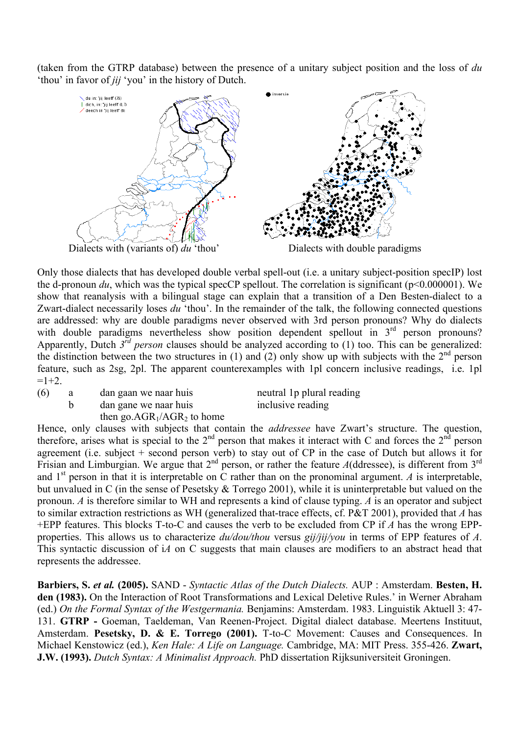(taken from the GTRP database) between the presence of a unitary subject position and the loss of *du* 'thou' in favor of *jij* 'you' in the history of Dutch.

du in: 'jij leeft' (76)
dich, in: 'jij leeft' (17)
deech in 'jij leeft' (6)

inversie

Dialects with (variants of) *du* 'thou'

Dialects with double paradigms

Only those dialects that has developed double verbal spell-out (i.e. a unitary subject-position specIP) lost the d-pronoun *du*, which was the typical specCP spellout. The correlation is significant ($p<0.000001$). We show that reanalysis with a bilingual stage can explain that a transition of a Den Besten-dialect to a Zwart-dialect necessarily loses *du* 'thou'. In the remainder of the talk, the following connected questions are addressed: why are double paradigms never observed with 3rd person pronouns? Why do dialects with double paradigms nevertheless show position dependent spellout in 3rd person pronouns? Apparently, Dutch *3rd person* clauses should be analyzed according to (1) too. This can be generalized: the distinction between the two structures in (1) and (2) only show up with subjects with the 2nd person feature, such as 2sg, 2pl. The apparent counterexamples with 1pl concern inclusive readings, i.e. 1pl =1+2.

(6) a dan gaan we naar huis — neutral 1p plural reading
  b dan gane we naar huis — inclusive reading
   then go.$AGR_1/AGR_2$ to home

Hence, only clauses with subjects that contain the *addressee* have Zwart's structure. The question, therefore, arises what is special to the 2nd person that makes it interact with C and forces the 2nd person agreement (i.e. subject + second person verb) to stay out of CP in the case of Dutch but allows it for Frisian and Limburgian. We argue that 2nd person, or rather the feature *A*(ddressee), is different from 3rd and 1st person in that it is interpretable on C rather than on the pronominal argument. *A* is interpretable, but unvalued in C (in the sense of Pesetsky & Torrego 2001), while it is uninterpretable but valued on the pronoun. *A* is therefore similar to WH and represents a kind of clause typing. *A* is an operator and subject to similar extraction restrictions as WH (generalized that-trace effects, cf. P&T 2001), provided that *A* has +EPP features. This blocks T-to-C and causes the verb to be excluded from CP if *A* has the wrong EPP-properties. This allows us to characterize *du/dou/thou* versus *gij/jij/you* in terms of EPP features of *A*. This syntactic discussion of i*A* on C suggests that main clauses are modifiers to an abstract head that represents the addressee.

**Barbiers, S. *et al.* (2005).** SAND - *Syntactic Atlas of the Dutch Dialects.* AUP : Amsterdam. **Besten, H. den (1983).** On the Interaction of Root Transformations and Lexical Deletive Rules.' in Werner Abraham (ed.) *On the Formal Syntax of the Westgermania.* Benjamins: Amsterdam. 1983. Linguistik Aktuell 3: 47-131. **GTRP -** Goeman, Taeldeman, Van Reenen-Project. Digital dialect database. Meertens Instituut, Amsterdam. **Pesetsky, D. & E. Torrego (2001).** T-to-C Movement: Causes and Consequences. In Michael Kenstowicz (ed.), *Ken Hale: A Life on Language.* Cambridge, MA: MIT Press. 355-426. **Zwart, J.W. (1993).** *Dutch Syntax: A Minimalist Approach.* PhD dissertation Rijksuniversiteit Groningen.